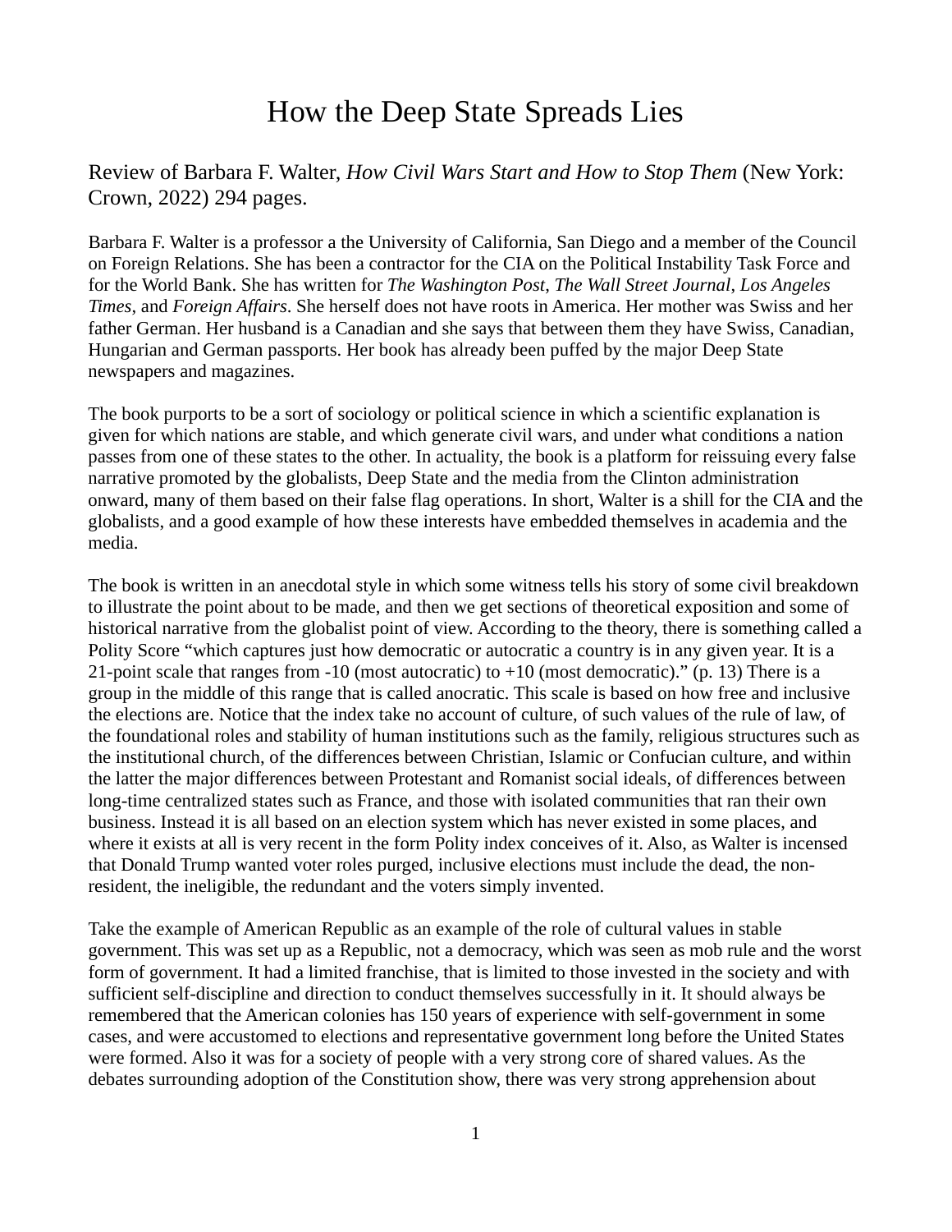# How the Deep State Spreads Lies

## Review of Barbara F. Walter, *How Civil Wars Start and How to Stop Them* (New York: Crown, 2022) 294 pages.

Barbara F. Walter is a professor a the University of California, San Diego and a member of the Council on Foreign Relations. She has been a contractor for the CIA on the Political Instability Task Force and for the World Bank. She has written for *The Washington Post*, *The Wall Street Journal*, *Los Angeles Times*, and *Foreign Affairs*. She herself does not have roots in America. Her mother was Swiss and her father German. Her husband is a Canadian and she says that between them they have Swiss, Canadian, Hungarian and German passports. Her book has already been puffed by the major Deep State newspapers and magazines.

The book purports to be a sort of sociology or political science in which a scientific explanation is given for which nations are stable, and which generate civil wars, and under what conditions a nation passes from one of these states to the other. In actuality, the book is a platform for reissuing every false narrative promoted by the globalists, Deep State and the media from the Clinton administration onward, many of them based on their false flag operations. In short, Walter is a shill for the CIA and the globalists, and a good example of how these interests have embedded themselves in academia and the media.

The book is written in an anecdotal style in which some witness tells his story of some civil breakdown to illustrate the point about to be made, and then we get sections of theoretical exposition and some of historical narrative from the globalist point of view. According to the theory, there is something called a Polity Score "which captures just how democratic or autocratic a country is in any given year. It is a 21-point scale that ranges from -10 (most autocratic) to +10 (most democratic)." (p. 13) There is a group in the middle of this range that is called anocratic. This scale is based on how free and inclusive the elections are. Notice that the index take no account of culture, of such values of the rule of law, of the foundational roles and stability of human institutions such as the family, religious structures such as the institutional church, of the differences between Christian, Islamic or Confucian culture, and within the latter the major differences between Protestant and Romanist social ideals, of differences between long-time centralized states such as France, and those with isolated communities that ran their own business. Instead it is all based on an election system which has never existed in some places, and where it exists at all is very recent in the form Polity index conceives of it. Also, as Walter is incensed that Donald Trump wanted voter roles purged, inclusive elections must include the dead, the non-resident, the ineligible, the redundant and the voters simply invented.

Take the example of American Republic as an example of the role of cultural values in stable government. This was set up as a Republic, not a democracy, which was seen as mob rule and the worst form of government. It had a limited franchise, that is limited to those invested in the society and with sufficient self-discipline and direction to conduct themselves successfully in it. It should always be remembered that the American colonies has 150 years of experience with self-government in some cases, and were accustomed to elections and representative government long before the United States were formed. Also it was for a society of people with a very strong core of shared values. As the debates surrounding adoption of the Constitution show, there was very strong apprehension about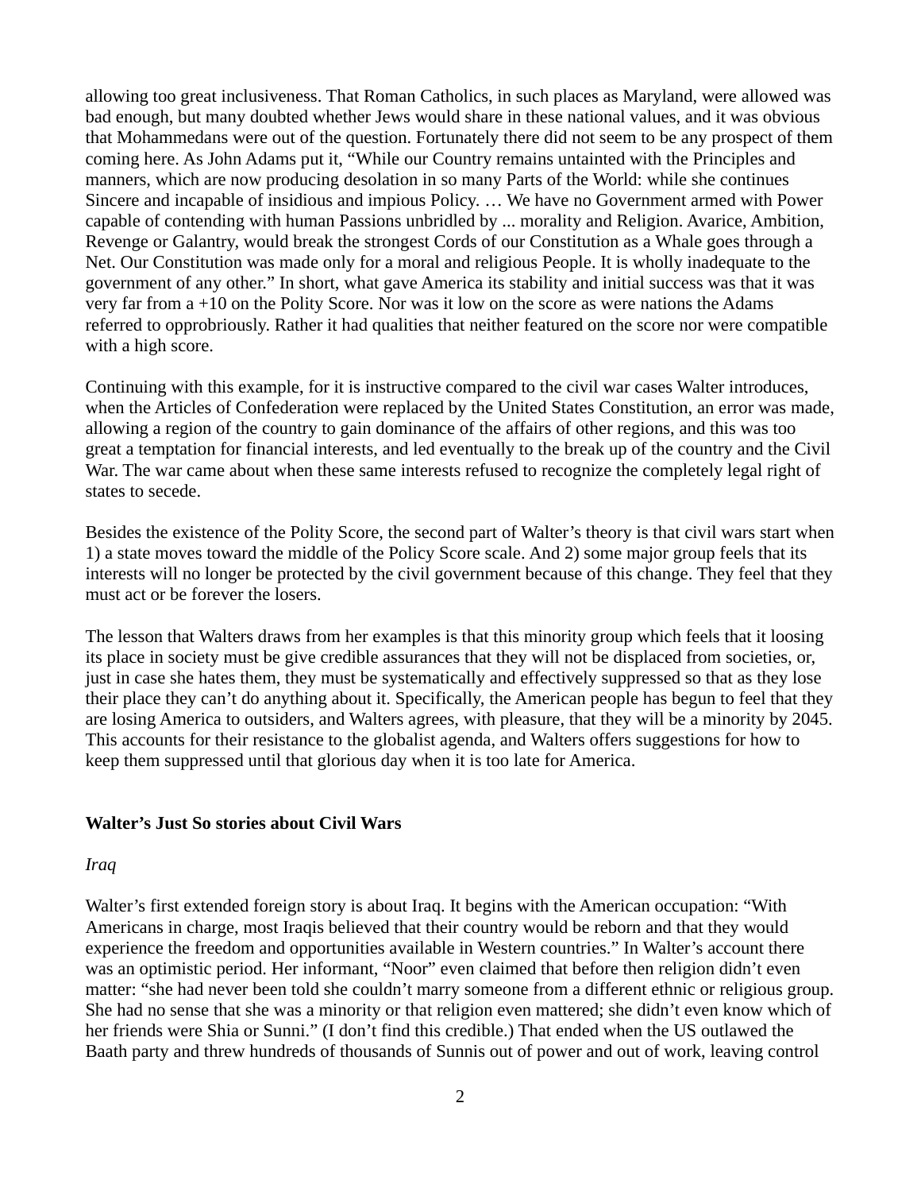allowing too great inclusiveness. That Roman Catholics, in such places as Maryland, were allowed was bad enough, but many doubted whether Jews would share in these national values, and it was obvious that Mohammedans were out of the question. Fortunately there did not seem to be any prospect of them coming here. As John Adams put it, "While our Country remains untainted with the Principles and manners, which are now producing desolation in so many Parts of the World: while she continues Sincere and incapable of insidious and impious Policy. … We have no Government armed with Power capable of contending with human Passions unbridled by ... morality and Religion. Avarice, Ambition, Revenge or Galantry, would break the strongest Cords of our Constitution as a Whale goes through a Net. Our Constitution was made only for a moral and religious People. It is wholly inadequate to the government of any other." In short, what gave America its stability and initial success was that it was very far from a +10 on the Polity Score. Nor was it low on the score as were nations the Adams referred to opprobriously. Rather it had qualities that neither featured on the score nor were compatible with a high score.

Continuing with this example, for it is instructive compared to the civil war cases Walter introduces, when the Articles of Confederation were replaced by the United States Constitution, an error was made, allowing a region of the country to gain dominance of the affairs of other regions, and this was too great a temptation for financial interests, and led eventually to the break up of the country and the Civil War. The war came about when these same interests refused to recognize the completely legal right of states to secede.

Besides the existence of the Polity Score, the second part of Walter's theory is that civil wars start when 1) a state moves toward the middle of the Policy Score scale. And 2) some major group feels that its interests will no longer be protected by the civil government because of this change. They feel that they must act or be forever the losers.

The lesson that Walters draws from her examples is that this minority group which feels that it loosing its place in society must be give credible assurances that they will not be displaced from societies, or, just in case she hates them, they must be systematically and effectively suppressed so that as they lose their place they can't do anything about it. Specifically, the American people has begun to feel that they are losing America to outsiders, and Walters agrees, with pleasure, that they will be a minority by 2045. This accounts for their resistance to the globalist agenda, and Walters offers suggestions for how to keep them suppressed until that glorious day when it is too late for America.

## Walter's Just So stories about Civil Wars

*Iraq*

Walter's first extended foreign story is about Iraq. It begins with the American occupation: "With Americans in charge, most Iraqis believed that their country would be reborn and that they would experience the freedom and opportunities available in Western countries." In Walter's account there was an optimistic period. Her informant, "Noor" even claimed that before then religion didn't even matter: "she had never been told she couldn't marry someone from a different ethnic or religious group. She had no sense that she was a minority or that religion even mattered; she didn't even know which of her friends were Shia or Sunni." (I don't find this credible.) That ended when the US outlawed the Baath party and threw hundreds of thousands of Sunnis out of power and out of work, leaving control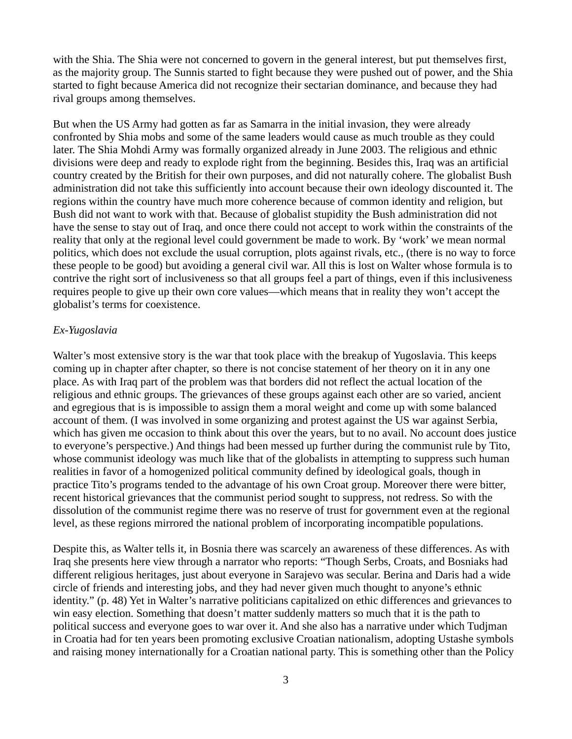with the Shia. The Shia were not concerned to govern in the general interest, but put themselves first, as the majority group. The Sunnis started to fight because they were pushed out of power, and the Shia started to fight because America did not recognize their sectarian dominance, and because they had rival groups among themselves.

But when the US Army had gotten as far as Samarra in the initial invasion, they were already confronted by Shia mobs and some of the same leaders would cause as much trouble as they could later. The Shia Mohdi Army was formally organized already in June 2003. The religious and ethnic divisions were deep and ready to explode right from the beginning. Besides this, Iraq was an artificial country created by the British for their own purposes, and did not naturally cohere. The globalist Bush administration did not take this sufficiently into account because their own ideology discounted it. The regions within the country have much more coherence because of common identity and religion, but Bush did not want to work with that. Because of globalist stupidity the Bush administration did not have the sense to stay out of Iraq, and once there could not accept to work within the constraints of the reality that only at the regional level could government be made to work. By 'work' we mean normal politics, which does not exclude the usual corruption, plots against rivals, etc., (there is no way to force these people to be good) but avoiding a general civil war. All this is lost on Walter whose formula is to contrive the right sort of inclusiveness so that all groups feel a part of things, even if this inclusiveness requires people to give up their own core values—which means that in reality they won't accept the globalist's terms for coexistence.

*Ex-Yugoslavia*

Walter's most extensive story is the war that took place with the breakup of Yugoslavia. This keeps coming up in chapter after chapter, so there is not concise statement of her theory on it in any one place. As with Iraq part of the problem was that borders did not reflect the actual location of the religious and ethnic groups. The grievances of these groups against each other are so varied, ancient and egregious that is is impossible to assign them a moral weight and come up with some balanced account of them. (I was involved in some organizing and protest against the US war against Serbia, which has given me occasion to think about this over the years, but to no avail. No account does justice to everyone's perspective.) And things had been messed up further during the communist rule by Tito, whose communist ideology was much like that of the globalists in attempting to suppress such human realities in favor of a homogenized political community defined by ideological goals, though in practice Tito's programs tended to the advantage of his own Croat group. Moreover there were bitter, recent historical grievances that the communist period sought to suppress, not redress. So with the dissolution of the communist regime there was no reserve of trust for government even at the regional level, as these regions mirrored the national problem of incorporating incompatible populations.

Despite this, as Walter tells it, in Bosnia there was scarcely an awareness of these differences. As with Iraq she presents here view through a narrator who reports: "Though Serbs, Croats, and Bosniaks had different religious heritages, just about everyone in Sarajevo was secular. Berina and Daris had a wide circle of friends and interesting jobs, and they had never given much thought to anyone's ethnic identity." (p. 48) Yet in Walter's narrative politicians capitalized on ethic differences and grievances to win easy election. Something that doesn't matter suddenly matters so much that it is the path to political success and everyone goes to war over it. And she also has a narrative under which Tudjman in Croatia had for ten years been promoting exclusive Croatian nationalism, adopting Ustashe symbols and raising money internationally for a Croatian national party. This is something other than the Policy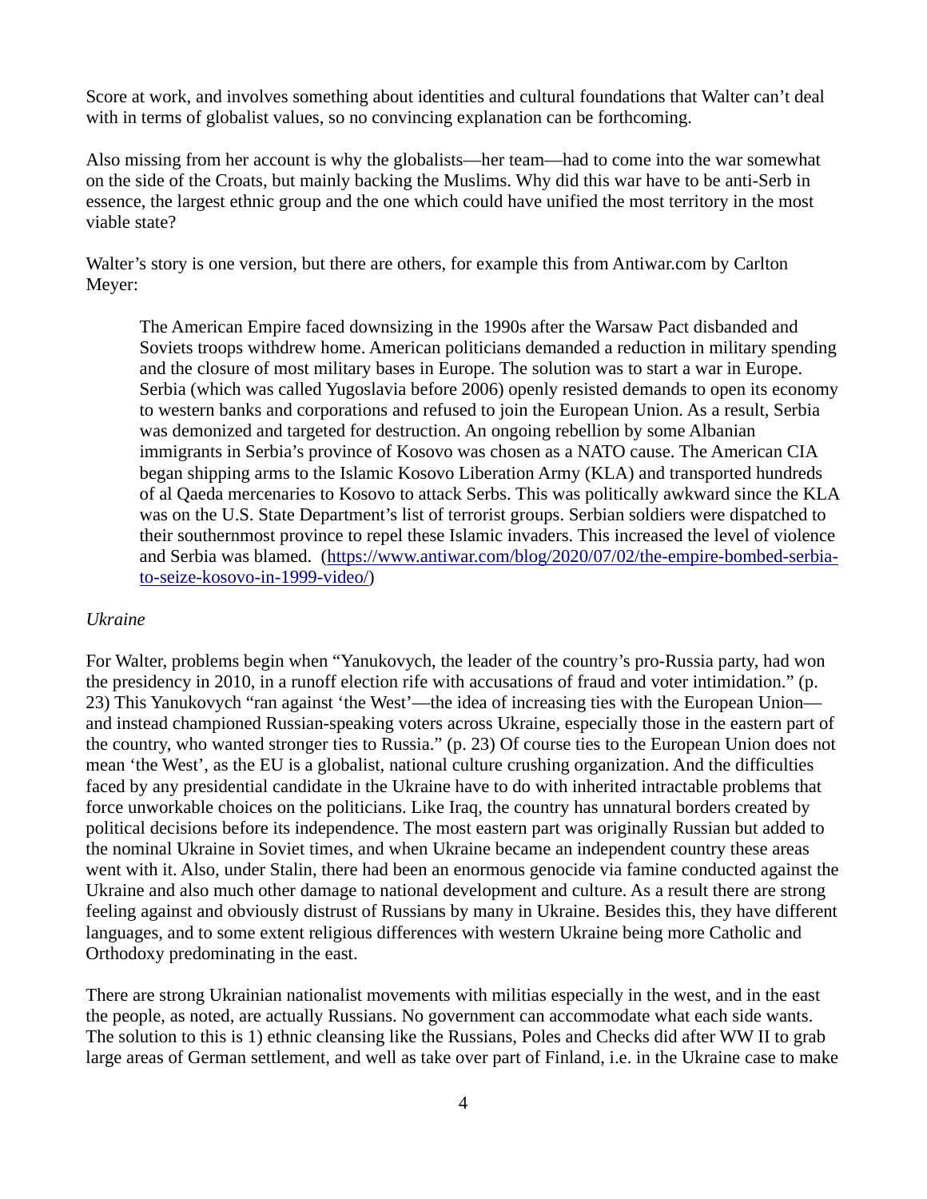Score at work, and involves something about identities and cultural foundations that Walter can't deal with in terms of globalist values, so no convincing explanation can be forthcoming.

Also missing from her account is why the globalists—her team—had to come into the war somewhat on the side of the Croats, but mainly backing the Muslims. Why did this war have to be anti-Serb in essence, the largest ethnic group and the one which could have unified the most territory in the most viable state?

Walter's story is one version, but there are others, for example this from Antiwar.com by Carlton Meyer:

> The American Empire faced downsizing in the 1990s after the Warsaw Pact disbanded and Soviets troops withdrew home. American politicians demanded a reduction in military spending and the closure of most military bases in Europe. The solution was to start a war in Europe. Serbia (which was called Yugoslavia before 2006) openly resisted demands to open its economy to western banks and corporations and refused to join the European Union. As a result, Serbia was demonized and targeted for destruction. An ongoing rebellion by some Albanian immigrants in Serbia's province of Kosovo was chosen as a NATO cause. The American CIA began shipping arms to the Islamic Kosovo Liberation Army (KLA) and transported hundreds of al Qaeda mercenaries to Kosovo to attack Serbs. This was politically awkward since the KLA was on the U.S. State Department's list of terrorist groups. Serbian soldiers were dispatched to their southernmost province to repel these Islamic invaders. This increased the level of violence and Serbia was blamed. (https://www.antiwar.com/blog/2020/07/02/the-empire-bombed-serbia-to-seize-kosovo-in-1999-video/)

*Ukraine*

For Walter, problems begin when "Yanukovych, the leader of the country's pro-Russia party, had won the presidency in 2010, in a runoff election rife with accusations of fraud and voter intimidation." (p. 23) This Yanukovych "ran against 'the West'—the idea of increasing ties with the European Union—and instead championed Russian-speaking voters across Ukraine, especially those in the eastern part of the country, who wanted stronger ties to Russia." (p. 23) Of course ties to the European Union does not mean 'the West', as the EU is a globalist, national culture crushing organization. And the difficulties faced by any presidential candidate in the Ukraine have to do with inherited intractable problems that force unworkable choices on the politicians. Like Iraq, the country has unnatural borders created by political decisions before its independence. The most eastern part was originally Russian but added to the nominal Ukraine in Soviet times, and when Ukraine became an independent country these areas went with it. Also, under Stalin, there had been an enormous genocide via famine conducted against the Ukraine and also much other damage to national development and culture. As a result there are strong feeling against and obviously distrust of Russians by many in Ukraine. Besides this, they have different languages, and to some extent religious differences with western Ukraine being more Catholic and Orthodoxy predominating in the east.

There are strong Ukrainian nationalist movements with militias especially in the west, and in the east the people, as noted, are actually Russians. No government can accommodate what each side wants. The solution to this is 1) ethnic cleansing like the Russians, Poles and Checks did after WW II to grab large areas of German settlement, and well as take over part of Finland, i.e. in the Ukraine case to make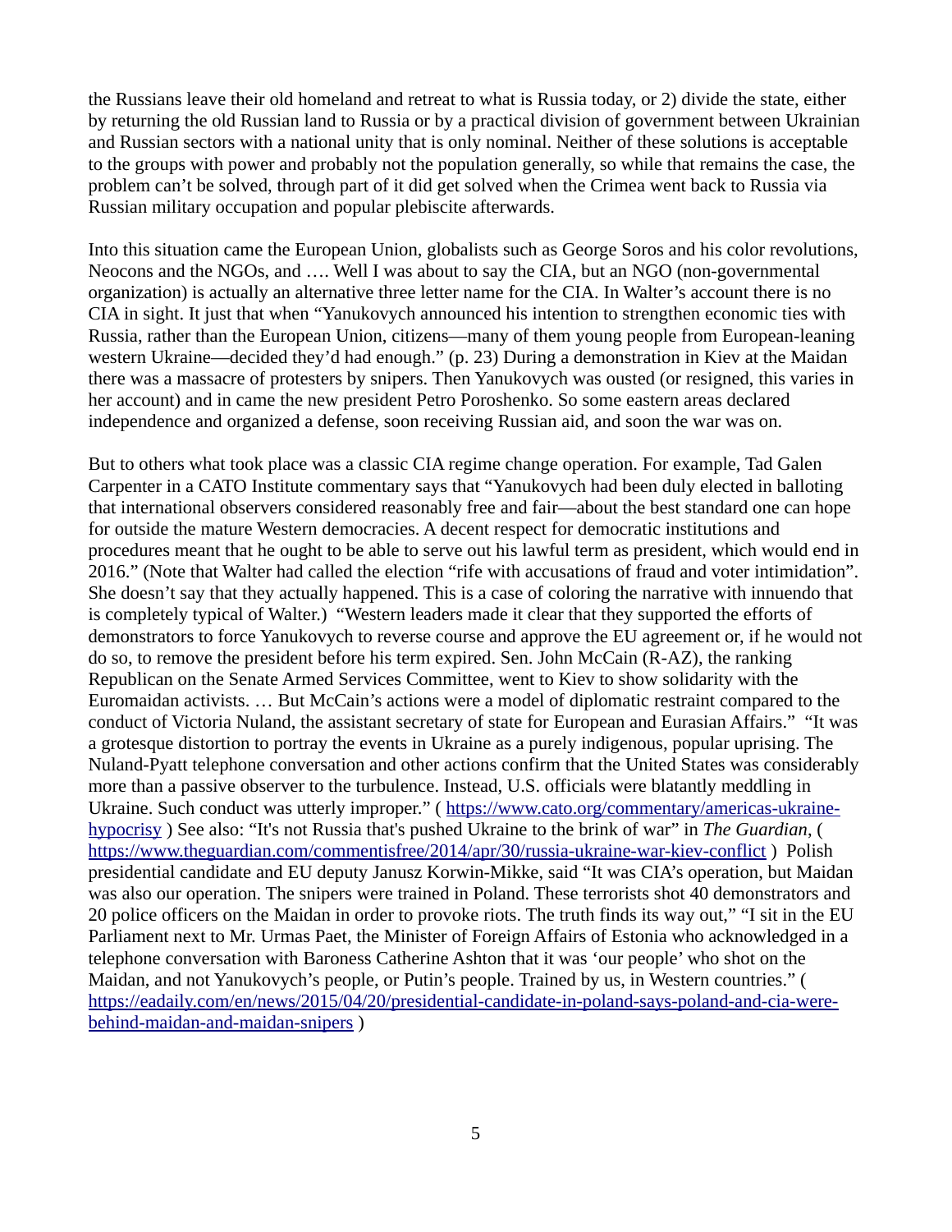the Russians leave their old homeland and retreat to what is Russia today, or 2) divide the state, either by returning the old Russian land to Russia or by a practical division of government between Ukrainian and Russian sectors with a national unity that is only nominal. Neither of these solutions is acceptable to the groups with power and probably not the population generally, so while that remains the case, the problem can't be solved, through part of it did get solved when the Crimea went back to Russia via Russian military occupation and popular plebiscite afterwards.

Into this situation came the European Union, globalists such as George Soros and his color revolutions, Neocons and the NGOs, and …. Well I was about to say the CIA, but an NGO (non-governmental organization) is actually an alternative three letter name for the CIA. In Walter's account there is no CIA in sight. It just that when "Yanukovych announced his intention to strengthen economic ties with Russia, rather than the European Union, citizens—many of them young people from European-leaning western Ukraine—decided they'd had enough." (p. 23) During a demonstration in Kiev at the Maidan there was a massacre of protesters by snipers. Then Yanukovych was ousted (or resigned, this varies in her account) and in came the new president Petro Poroshenko. So some eastern areas declared independence and organized a defense, soon receiving Russian aid, and soon the war was on.

But to others what took place was a classic CIA regime change operation. For example, Tad Galen Carpenter in a CATO Institute commentary says that "Yanukovych had been duly elected in balloting that international observers considered reasonably free and fair—about the best standard one can hope for outside the mature Western democracies. A decent respect for democratic institutions and procedures meant that he ought to be able to serve out his lawful term as president, which would end in 2016." (Note that Walter had called the election "rife with accusations of fraud and voter intimidation". She doesn't say that they actually happened. This is a case of coloring the narrative with innuendo that is completely typical of Walter.) "Western leaders made it clear that they supported the efforts of demonstrators to force Yanukovych to reverse course and approve the EU agreement or, if he would not do so, to remove the president before his term expired. Sen. John McCain (R-AZ), the ranking Republican on the Senate Armed Services Committee, went to Kiev to show solidarity with the Euromaidan activists. … But McCain's actions were a model of diplomatic restraint compared to the conduct of Victoria Nuland, the assistant secretary of state for European and Eurasian Affairs." "It was a grotesque distortion to portray the events in Ukraine as a purely indigenous, popular uprising. The Nuland-Pyatt telephone conversation and other actions confirm that the United States was considerably more than a passive observer to the turbulence. Instead, U.S. officials were blatantly meddling in Ukraine. Such conduct was utterly improper." ( https://www.cato.org/commentary/americas-ukraine-hypocrisy ) See also: "It's not Russia that's pushed Ukraine to the brink of war" in *The Guardian*, ( https://www.theguardian.com/commentisfree/2014/apr/30/russia-ukraine-war-kiev-conflict ) Polish presidential candidate and EU deputy Janusz Korwin-Mikke, said "It was CIA's operation, but Maidan was also our operation. The snipers were trained in Poland. These terrorists shot 40 demonstrators and 20 police officers on the Maidan in order to provoke riots. The truth finds its way out," "I sit in the EU Parliament next to Mr. Urmas Paet, the Minister of Foreign Affairs of Estonia who acknowledged in a telephone conversation with Baroness Catherine Ashton that it was 'our people' who shot on the Maidan, and not Yanukovych's people, or Putin's people. Trained by us, in Western countries." ( https://eadaily.com/en/news/2015/04/20/presidential-candidate-in-poland-says-poland-and-cia-were-behind-maidan-and-maidan-snipers )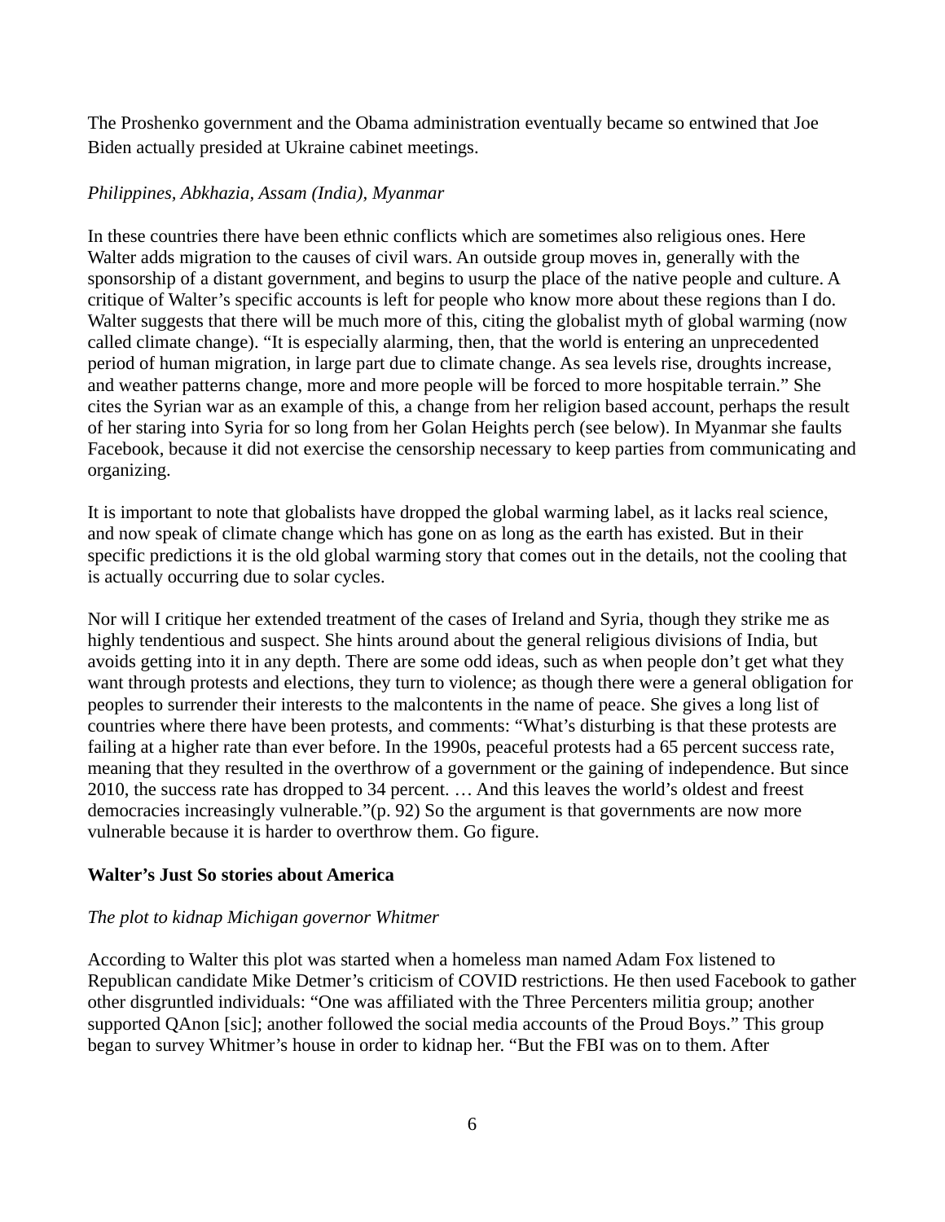The Proshenko government and the Obama administration eventually became so entwined that Joe Biden actually presided at Ukraine cabinet meetings.

*Philippines, Abkhazia, Assam (India), Myanmar*

In these countries there have been ethnic conflicts which are sometimes also religious ones. Here Walter adds migration to the causes of civil wars. An outside group moves in, generally with the sponsorship of a distant government, and begins to usurp the place of the native people and culture. A critique of Walter's specific accounts is left for people who know more about these regions than I do. Walter suggests that there will be much more of this, citing the globalist myth of global warming (now called climate change). "It is especially alarming, then, that the world is entering an unprecedented period of human migration, in large part due to climate change. As sea levels rise, droughts increase, and weather patterns change, more and more people will be forced to more hospitable terrain." She cites the Syrian war as an example of this, a change from her religion based account, perhaps the result of her staring into Syria for so long from her Golan Heights perch (see below). In Myanmar she faults Facebook, because it did not exercise the censorship necessary to keep parties from communicating and organizing.

It is important to note that globalists have dropped the global warming label, as it lacks real science, and now speak of climate change which has gone on as long as the earth has existed. But in their specific predictions it is the old global warming story that comes out in the details, not the cooling that is actually occurring due to solar cycles.

Nor will I critique her extended treatment of the cases of Ireland and Syria, though they strike me as highly tendentious and suspect. She hints around about the general religious divisions of India, but avoids getting into it in any depth. There are some odd ideas, such as when people don't get what they want through protests and elections, they turn to violence; as though there were a general obligation for peoples to surrender their interests to the malcontents in the name of peace. She gives a long list of countries where there have been protests, and comments: "What's disturbing is that these protests are failing at a higher rate than ever before. In the 1990s, peaceful protests had a 65 percent success rate, meaning that they resulted in the overthrow of a government or the gaining of independence. But since 2010, the success rate has dropped to 34 percent. … And this leaves the world's oldest and freest democracies increasingly vulnerable."(p. 92) So the argument is that governments are now more vulnerable because it is harder to overthrow them. Go figure.

**Walter's Just So stories about America**

*The plot to kidnap Michigan governor Whitmer*

According to Walter this plot was started when a homeless man named Adam Fox listened to Republican candidate Mike Detmer's criticism of COVID restrictions. He then used Facebook to gather other disgruntled individuals: "One was affiliated with the Three Percenters militia group; another supported QAnon [sic]; another followed the social media accounts of the Proud Boys." This group began to survey Whitmer's house in order to kidnap her. "But the FBI was on to them. After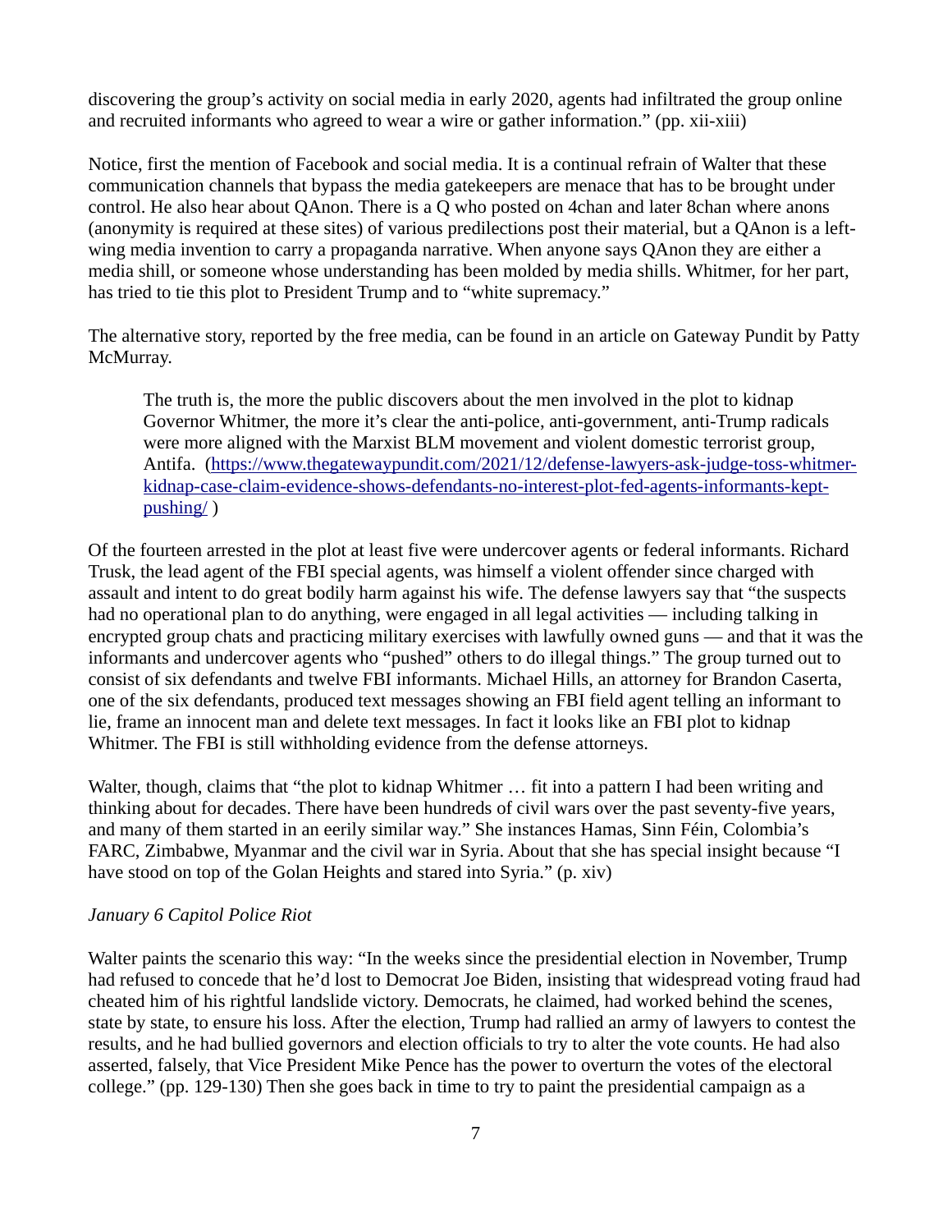discovering the group's activity on social media in early 2020, agents had infiltrated the group online and recruited informants who agreed to wear a wire or gather information." (pp. xii-xiii)

Notice, first the mention of Facebook and social media. It is a continual refrain of Walter that these communication channels that bypass the media gatekeepers are menace that has to be brought under control. He also hear about QAnon. There is a Q who posted on 4chan and later 8chan where anons (anonymity is required at these sites) of various predilections post their material, but a QAnon is a left-wing media invention to carry a propaganda narrative. When anyone says QAnon they are either a media shill, or someone whose understanding has been molded by media shills. Whitmer, for her part, has tried to tie this plot to President Trump and to "white supremacy."

The alternative story, reported by the free media, can be found in an article on Gateway Pundit by Patty McMurray.

> The truth is, the more the public discovers about the men involved in the plot to kidnap Governor Whitmer, the more it's clear the anti-police, anti-government, anti-Trump radicals were more aligned with the Marxist BLM movement and violent domestic terrorist group, Antifa. ([https://www.thegatewaypundit.com/2021/12/defense-lawyers-ask-judge-toss-whitmer-kidnap-case-claim-evidence-shows-defendants-no-interest-plot-fed-agents-informants-kept-pushing/](https://www.thegatewaypundit.com/2021/12/defense-lawyers-ask-judge-toss-whitmer-kidnap-case-claim-evidence-shows-defendants-no-interest-plot-fed-agents-informants-kept-pushing/) )

Of the fourteen arrested in the plot at least five were undercover agents or federal informants. Richard Trusk, the lead agent of the FBI special agents, was himself a violent offender since charged with assault and intent to do great bodily harm against his wife. The defense lawyers say that "the suspects had no operational plan to do anything, were engaged in all legal activities — including talking in encrypted group chats and practicing military exercises with lawfully owned guns — and that it was the informants and undercover agents who "pushed" others to do illegal things." The group turned out to consist of six defendants and twelve FBI informants. Michael Hills, an attorney for Brandon Caserta, one of the six defendants, produced text messages showing an FBI field agent telling an informant to lie, frame an innocent man and delete text messages. In fact it looks like an FBI plot to kidnap Whitmer. The FBI is still withholding evidence from the defense attorneys.

Walter, though, claims that "the plot to kidnap Whitmer … fit into a pattern I had been writing and thinking about for decades. There have been hundreds of civil wars over the past seventy-five years, and many of them started in an eerily similar way." She instances Hamas, Sinn Féin, Colombia's FARC, Zimbabwe, Myanmar and the civil war in Syria. About that she has special insight because "I have stood on top of the Golan Heights and stared into Syria." (p. xiv)

*January 6 Capitol Police Riot*

Walter paints the scenario this way: "In the weeks since the presidential election in November, Trump had refused to concede that he'd lost to Democrat Joe Biden, insisting that widespread voting fraud had cheated him of his rightful landslide victory. Democrats, he claimed, had worked behind the scenes, state by state, to ensure his loss. After the election, Trump had rallied an army of lawyers to contest the results, and he had bullied governors and election officials to try to alter the vote counts. He had also asserted, falsely, that Vice President Mike Pence has the power to overturn the votes of the electoral college." (pp. 129-130) Then she goes back in time to try to paint the presidential campaign as a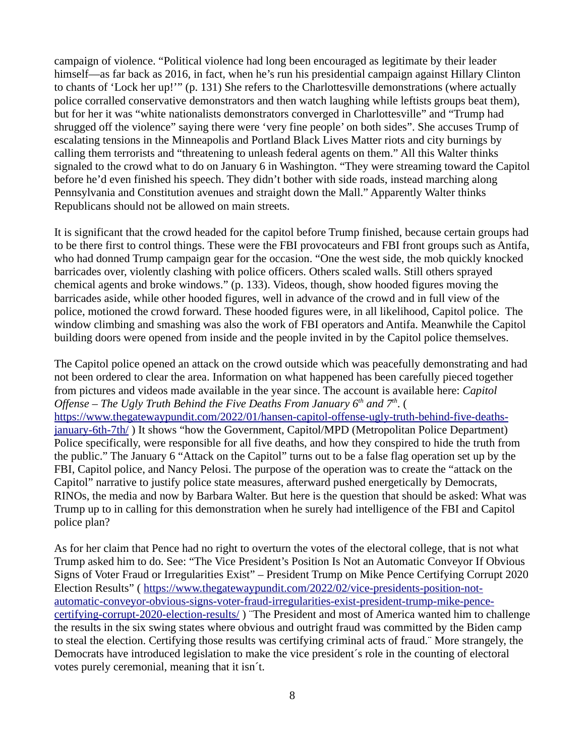campaign of violence. "Political violence had long been encouraged as legitimate by their leader himself—as far back as 2016, in fact, when he's run his presidential campaign against Hillary Clinton to chants of 'Lock her up!'" (p. 131) She refers to the Charlottesville demonstrations (where actually police corralled conservative demonstrators and then watch laughing while leftists groups beat them), but for her it was "white nationalists demonstrators converged in Charlottesville" and "Trump had shrugged off the violence" saying there were 'very fine people' on both sides". She accuses Trump of escalating tensions in the Minneapolis and Portland Black Lives Matter riots and city burnings by calling them terrorists and "threatening to unleash federal agents on them." All this Walter thinks signaled to the crowd what to do on January 6 in Washington. "They were streaming toward the Capitol before he'd even finished his speech. They didn't bother with side roads, instead marching along Pennsylvania and Constitution avenues and straight down the Mall." Apparently Walter thinks Republicans should not be allowed on main streets.

It is significant that the crowd headed for the capitol before Trump finished, because certain groups had to be there first to control things. These were the FBI provocateurs and FBI front groups such as Antifa, who had donned Trump campaign gear for the occasion. "One the west side, the mob quickly knocked barricades over, violently clashing with police officers. Others scaled walls. Still others sprayed chemical agents and broke windows." (p. 133). Videos, though, show hooded figures moving the barricades aside, while other hooded figures, well in advance of the crowd and in full view of the police, motioned the crowd forward. These hooded figures were, in all likelihood, Capitol police. The window climbing and smashing was also the work of FBI operators and Antifa. Meanwhile the Capitol building doors were opened from inside and the people invited in by the Capitol police themselves.

The Capitol police opened an attack on the crowd outside which was peacefully demonstrating and had not been ordered to clear the area. Information on what happened has been carefully pieced together from pictures and videos made available in the year since. The account is available here: *Capitol Offense – The Ugly Truth Behind the Five Deaths From January 6th and 7th*. ( https://www.thegatewaypundit.com/2022/01/hansen-capitol-offense-ugly-truth-behind-five-deaths-january-6th-7th/ ) It shows "how the Government, Capitol/MPD (Metropolitan Police Department) Police specifically, were responsible for all five deaths, and how they conspired to hide the truth from the public." The January 6 "Attack on the Capitol" turns out to be a false flag operation set up by the FBI, Capitol police, and Nancy Pelosi. The purpose of the operation was to create the "attack on the Capitol" narrative to justify police state measures, afterward pushed energetically by Democrats, RINOs, the media and now by Barbara Walter. But here is the question that should be asked: What was Trump up to in calling for this demonstration when he surely had intelligence of the FBI and Capitol police plan?

As for her claim that Pence had no right to overturn the votes of the electoral college, that is not what Trump asked him to do. See: "The Vice President's Position Is Not an Automatic Conveyor If Obvious Signs of Voter Fraud or Irregularities Exist" – President Trump on Mike Pence Certifying Corrupt 2020 Election Results" ( https://www.thegatewaypundit.com/2022/02/vice-presidents-position-not-automatic-conveyor-obvious-signs-voter-fraud-irregularities-exist-president-trump-mike-pence-certifying-corrupt-2020-election-results/ ) ¨The President and most of America wanted him to challenge the results in the six swing states where obvious and outright fraud was committed by the Biden camp to steal the election. Certifying those results was certifying criminal acts of fraud.¨ More strangely, the Democrats have introduced legislation to make the vice president´s role in the counting of electoral votes purely ceremonial, meaning that it isn´t.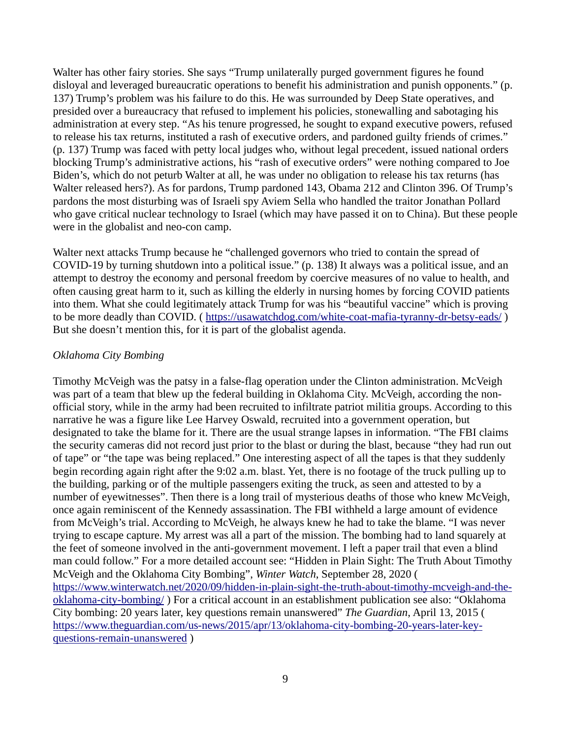Walter has other fairy stories. She says "Trump unilaterally purged government figures he found disloyal and leveraged bureaucratic operations to benefit his administration and punish opponents." (p. 137) Trump's problem was his failure to do this. He was surrounded by Deep State operatives, and presided over a bureaucracy that refused to implement his policies, stonewalling and sabotaging his administration at every step. "As his tenure progressed, he sought to expand executive powers, refused to release his tax returns, instituted a rash of executive orders, and pardoned guilty friends of crimes." (p. 137) Trump was faced with petty local judges who, without legal precedent, issued national orders blocking Trump's administrative actions, his "rash of executive orders" were nothing compared to Joe Biden's, which do not peturb Walter at all, he was under no obligation to release his tax returns (has Walter released hers?). As for pardons, Trump pardoned 143, Obama 212 and Clinton 396. Of Trump's pardons the most disturbing was of Israeli spy Aviem Sella who handled the traitor Jonathan Pollard who gave critical nuclear technology to Israel (which may have passed it on to China). But these people were in the globalist and neo-con camp.

Walter next attacks Trump because he "challenged governors who tried to contain the spread of COVID-19 by turning shutdown into a political issue." (p. 138) It always was a political issue, and an attempt to destroy the economy and personal freedom by coercive measures of no value to health, and often causing great harm to it, such as killing the elderly in nursing homes by forcing COVID patients into them. What she could legitimately attack Trump for was his "beautiful vaccine" which is proving to be more deadly than COVID. ( https://usawatchdog.com/white-coat-mafia-tyranny-dr-betsy-eads/ ) But she doesn't mention this, for it is part of the globalist agenda.

*Oklahoma City Bombing*

Timothy McVeigh was the patsy in a false-flag operation under the Clinton administration. McVeigh was part of a team that blew up the federal building in Oklahoma City. McVeigh, according the non-official story, while in the army had been recruited to infiltrate patriot militia groups. According to this narrative he was a figure like Lee Harvey Oswald, recruited into a government operation, but designated to take the blame for it. There are the usual strange lapses in information. "The FBI claims the security cameras did not record just prior to the blast or during the blast, because "they had run out of tape" or "the tape was being replaced." One interesting aspect of all the tapes is that they suddenly begin recording again right after the 9:02 a.m. blast. Yet, there is no footage of the truck pulling up to the building, parking or of the multiple passengers exiting the truck, as seen and attested to by a number of eyewitnesses". Then there is a long trail of mysterious deaths of those who knew McVeigh, once again reminiscent of the Kennedy assassination. The FBI withheld a large amount of evidence from McVeigh's trial. According to McVeigh, he always knew he had to take the blame. "I was never trying to escape capture. My arrest was all a part of the mission. The bombing had to land squarely at the feet of someone involved in the anti-government movement. I left a paper trail that even a blind man could follow." For a more detailed account see: "Hidden in Plain Sight: The Truth About Timothy McVeigh and the Oklahoma City Bombing", *Winter Watch*, September 28, 2020 ( https://www.winterwatch.net/2020/09/hidden-in-plain-sight-the-truth-about-timothy-mcveigh-and-the-oklahoma-city-bombing/ ) For a critical account in an establishment publication see also: "Oklahoma City bombing: 20 years later, key questions remain unanswered" *The Guardian*, April 13, 2015 ( https://www.theguardian.com/us-news/2015/apr/13/oklahoma-city-bombing-20-years-later-key-questions-remain-unanswered )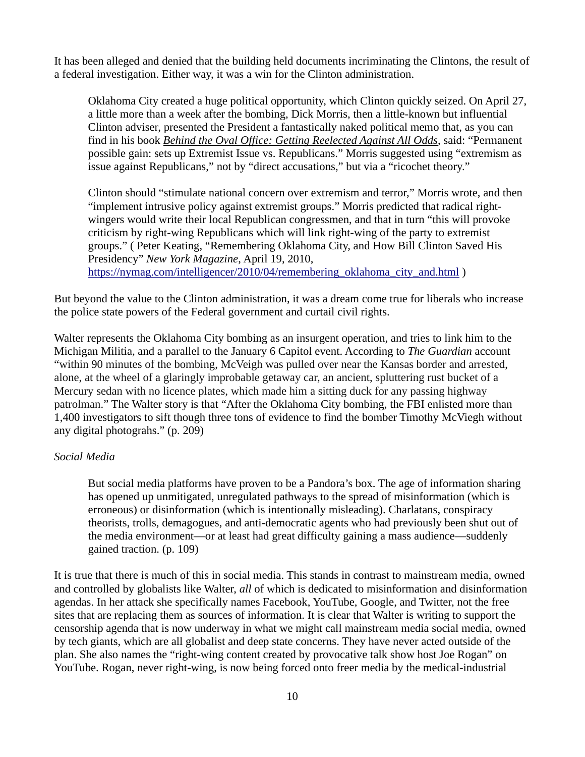It has been alleged and denied that the building held documents incriminating the Clintons, the result of a federal investigation. Either way, it was a win for the Clinton administration.

> Oklahoma City created a huge political opportunity, which Clinton quickly seized. On April 27, a little more than a week after the bombing, Dick Morris, then a little-known but influential Clinton adviser, presented the President a fantastically naked political memo that, as you can find in his book *Behind the Oval Office: Getting Reelected Against All Odds*, said: "Permanent possible gain: sets up Extremist Issue vs. Republicans." Morris suggested using "extremism as issue against Republicans," not by "direct accusations," but via a "ricochet theory."
>
> Clinton should "stimulate national concern over extremism and terror," Morris wrote, and then "implement intrusive policy against extremist groups." Morris predicted that radical right-wingers would write their local Republican congressmen, and that in turn "this will provoke criticism by right-wing Republicans which will link right-wing of the party to extremist groups." ( Peter Keating, "Remembering Oklahoma City, and How Bill Clinton Saved His Presidency" *New York Magazine*, April 19, 2010, https://nymag.com/intelligencer/2010/04/remembering_oklahoma_city_and.html )

But beyond the value to the Clinton administration, it was a dream come true for liberals who increase the police state powers of the Federal government and curtail civil rights.

Walter represents the Oklahoma City bombing as an insurgent operation, and tries to link him to the Michigan Militia, and a parallel to the January 6 Capitol event. According to *The Guardian* account "within 90 minutes of the bombing, McVeigh was pulled over near the Kansas border and arrested, alone, at the wheel of a glaringly improbable getaway car, an ancient, spluttering rust bucket of a Mercury sedan with no licence plates, which made him a sitting duck for any passing highway patrolman." The Walter story is that "After the Oklahoma City bombing, the FBI enlisted more than 1,400 investigators to sift though three tons of evidence to find the bomber Timothy McViegh without any digital photograhs." (p. 209)

*Social Media*

> But social media platforms have proven to be a Pandora's box. The age of information sharing has opened up unmitigated, unregulated pathways to the spread of misinformation (which is erroneous) or disinformation (which is intentionally misleading). Charlatans, conspiracy theorists, trolls, demagogues, and anti-democratic agents who had previously been shut out of the media environment—or at least had great difficulty gaining a mass audience—suddenly gained traction. (p. 109)

It is true that there is much of this in social media. This stands in contrast to mainstream media, owned and controlled by globalists like Walter, *all* of which is dedicated to misinformation and disinformation agendas. In her attack she specifically names Facebook, YouTube, Google, and Twitter, not the free sites that are replacing them as sources of information. It is clear that Walter is writing to support the censorship agenda that is now underway in what we might call mainstream media social media, owned by tech giants, which are all globalist and deep state concerns. They have never acted outside of the plan. She also names the "right-wing content created by provocative talk show host Joe Rogan" on YouTube. Rogan, never right-wing, is now being forced onto freer media by the medical-industrial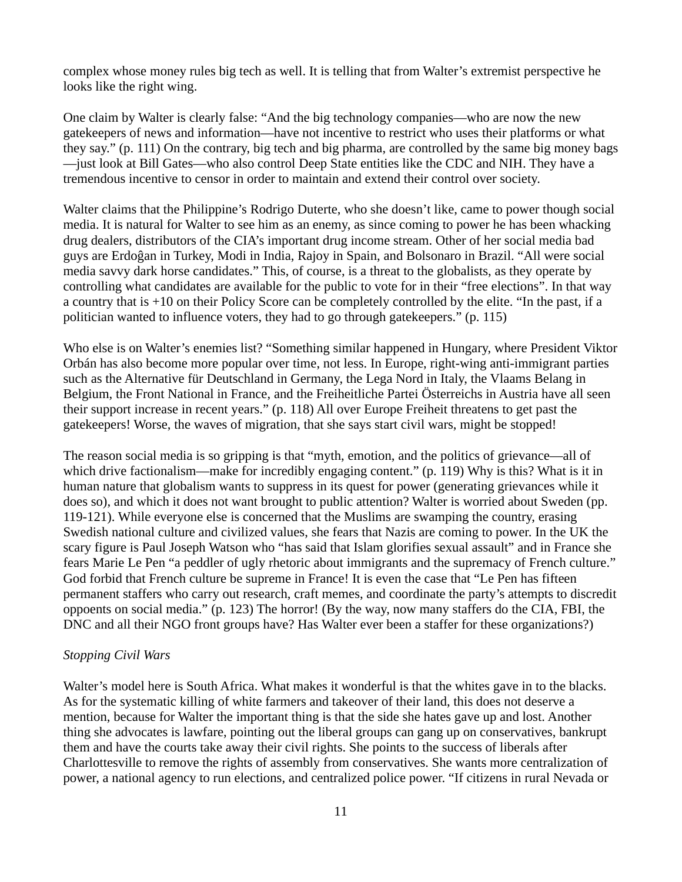complex whose money rules big tech as well. It is telling that from Walter's extremist perspective he looks like the right wing.

One claim by Walter is clearly false: "And the big technology companies—who are now the new gatekeepers of news and information—have not incentive to restrict who uses their platforms or what they say." (p. 111) On the contrary, big tech and big pharma, are controlled by the same big money bags—just look at Bill Gates—who also control Deep State entities like the CDC and NIH. They have a tremendous incentive to censor in order to maintain and extend their control over society.

Walter claims that the Philippine's Rodrigo Duterte, who she doesn't like, came to power though social media. It is natural for Walter to see him as an enemy, as since coming to power he has been whacking drug dealers, distributors of the CIA's important drug income stream. Other of her social media bad guys are Erdoĝan in Turkey, Modi in India, Rajoy in Spain, and Bolsonaro in Brazil. "All were social media savvy dark horse candidates." This, of course, is a threat to the globalists, as they operate by controlling what candidates are available for the public to vote for in their "free elections". In that way a country that is +10 on their Policy Score can be completely controlled by the elite. "In the past, if a politician wanted to influence voters, they had to go through gatekeepers." (p. 115)

Who else is on Walter's enemies list? "Something similar happened in Hungary, where President Viktor Orbán has also become more popular over time, not less. In Europe, right-wing anti-immigrant parties such as the Alternative für Deutschland in Germany, the Lega Nord in Italy, the Vlaams Belang in Belgium, the Front National in France, and the Freiheitliche Partei Österreichs in Austria have all seen their support increase in recent years." (p. 118) All over Europe Freiheit threatens to get past the gatekeepers! Worse, the waves of migration, that she says start civil wars, might be stopped!

The reason social media is so gripping is that "myth, emotion, and the politics of grievance—all of which drive factionalism—make for incredibly engaging content." (p. 119) Why is this? What is it in human nature that globalism wants to suppress in its quest for power (generating grievances while it does so), and which it does not want brought to public attention? Walter is worried about Sweden (pp. 119-121). While everyone else is concerned that the Muslims are swamping the country, erasing Swedish national culture and civilized values, she fears that Nazis are coming to power. In the UK the scary figure is Paul Joseph Watson who "has said that Islam glorifies sexual assault" and in France she fears Marie Le Pen "a peddler of ugly rhetoric about immigrants and the supremacy of French culture." God forbid that French culture be supreme in France! It is even the case that "Le Pen has fifteen permanent staffers who carry out research, craft memes, and coordinate the party's attempts to discredit oppoents on social media." (p. 123) The horror! (By the way, now many staffers do the CIA, FBI, the DNC and all their NGO front groups have? Has Walter ever been a staffer for these organizations?)

*Stopping Civil Wars*

Walter's model here is South Africa. What makes it wonderful is that the whites gave in to the blacks. As for the systematic killing of white farmers and takeover of their land, this does not deserve a mention, because for Walter the important thing is that the side she hates gave up and lost. Another thing she advocates is lawfare, pointing out the liberal groups can gang up on conservatives, bankrupt them and have the courts take away their civil rights. She points to the success of liberals after Charlottesville to remove the rights of assembly from conservatives. She wants more centralization of power, a national agency to run elections, and centralized police power. "If citizens in rural Nevada or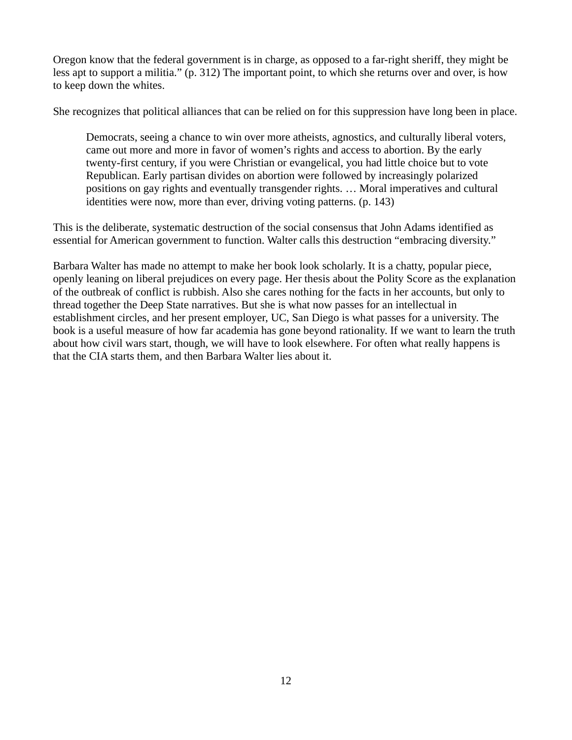Oregon know that the federal government is in charge, as opposed to a far-right sheriff, they might be less apt to support a militia." (p. 312) The important point, to which she returns over and over, is how to keep down the whites.

She recognizes that political alliances that can be relied on for this suppression have long been in place.

> Democrats, seeing a chance to win over more atheists, agnostics, and culturally liberal voters, came out more and more in favor of women's rights and access to abortion. By the early twenty-first century, if you were Christian or evangelical, you had little choice but to vote Republican. Early partisan divides on abortion were followed by increasingly polarized positions on gay rights and eventually transgender rights. … Moral imperatives and cultural identities were now, more than ever, driving voting patterns. (p. 143)

This is the deliberate, systematic destruction of the social consensus that John Adams identified as essential for American government to function. Walter calls this destruction "embracing diversity."

Barbara Walter has made no attempt to make her book look scholarly. It is a chatty, popular piece, openly leaning on liberal prejudices on every page. Her thesis about the Polity Score as the explanation of the outbreak of conflict is rubbish. Also she cares nothing for the facts in her accounts, but only to thread together the Deep State narratives. But she is what now passes for an intellectual in establishment circles, and her present employer, UC, San Diego is what passes for a university. The book is a useful measure of how far academia has gone beyond rationality. If we want to learn the truth about how civil wars start, though, we will have to look elsewhere. For often what really happens is that the CIA starts them, and then Barbara Walter lies about it.